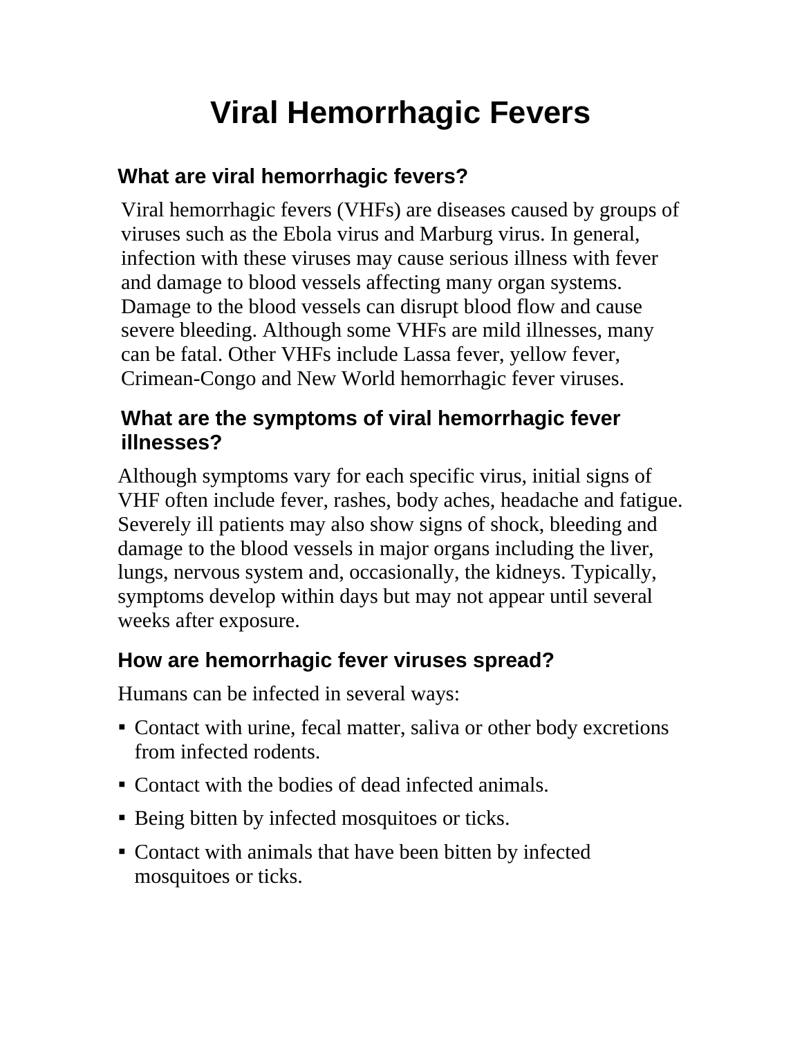# Viral Hemorrhagic Fevers

## What are viral hemorrhagic fevers?

Viral hemorrhagic fevers (VHFs) are diseases caused by groups of viruses such as the Ebola virus and Marburg virus. In general, infection with these viruses may cause serious illness with fever and damage to blood vessels affecting many organ systems. Damage to the blood vessels can disrupt blood flow and cause severe bleeding. Although some VHFs are mild illnesses, many can be fatal. Other VHFs include Lassa fever, yellow fever, Crimean-Congo and New World hemorrhagic fever viruses.

## What are the symptoms of viral hemorrhagic fever illnesses?

Although symptoms vary for each specific virus, initial signs of VHF often include fever, rashes, body aches, headache and fatigue. Severely ill patients may also show signs of shock, bleeding and damage to the blood vessels in major organs including the liver, lungs, nervous system and, occasionally, the kidneys. Typically, symptoms develop within days but may not appear until several weeks after exposure.

## How are hemorrhagic fever viruses spread?

Humans can be infected in several ways:

- Contact with urine, fecal matter, saliva or other body excretions from infected rodents.
- Contact with the bodies of dead infected animals.
- Being bitten by infected mosquitoes or ticks.
- Contact with animals that have been bitten by infected mosquitoes or ticks.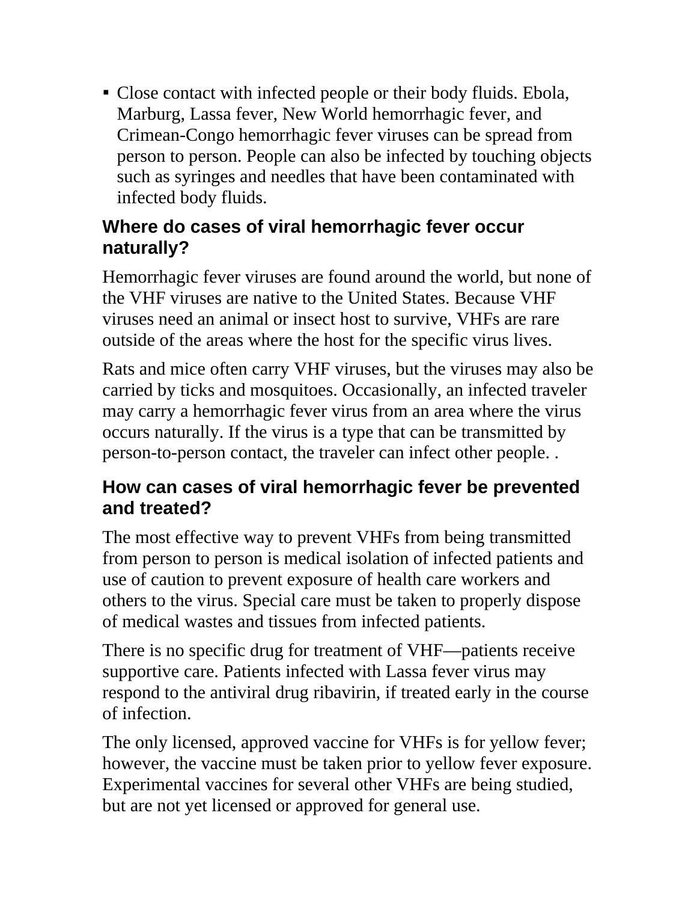- Close contact with infected people or their body fluids. Ebola, Marburg, Lassa fever, New World hemorrhagic fever, and Crimean-Congo hemorrhagic fever viruses can be spread from person to person. People can also be infected by touching objects such as syringes and needles that have been contaminated with infected body fluids.

## Where do cases of viral hemorrhagic fever occur naturally?

Hemorrhagic fever viruses are found around the world, but none of the VHF viruses are native to the United States. Because VHF viruses need an animal or insect host to survive, VHFs are rare outside of the areas where the host for the specific virus lives.

Rats and mice often carry VHF viruses, but the viruses may also be carried by ticks and mosquitoes. Occasionally, an infected traveler may carry a hemorrhagic fever virus from an area where the virus occurs naturally. If the virus is a type that can be transmitted by person-to-person contact, the traveler can infect other people. .

## How can cases of viral hemorrhagic fever be prevented and treated?

The most effective way to prevent VHFs from being transmitted from person to person is medical isolation of infected patients and use of caution to prevent exposure of health care workers and others to the virus. Special care must be taken to properly dispose of medical wastes and tissues from infected patients.

There is no specific drug for treatment of VHF—patients receive supportive care. Patients infected with Lassa fever virus may respond to the antiviral drug ribavirin, if treated early in the course of infection.

The only licensed, approved vaccine for VHFs is for yellow fever; however, the vaccine must be taken prior to yellow fever exposure. Experimental vaccines for several other VHFs are being studied, but are not yet licensed or approved for general use.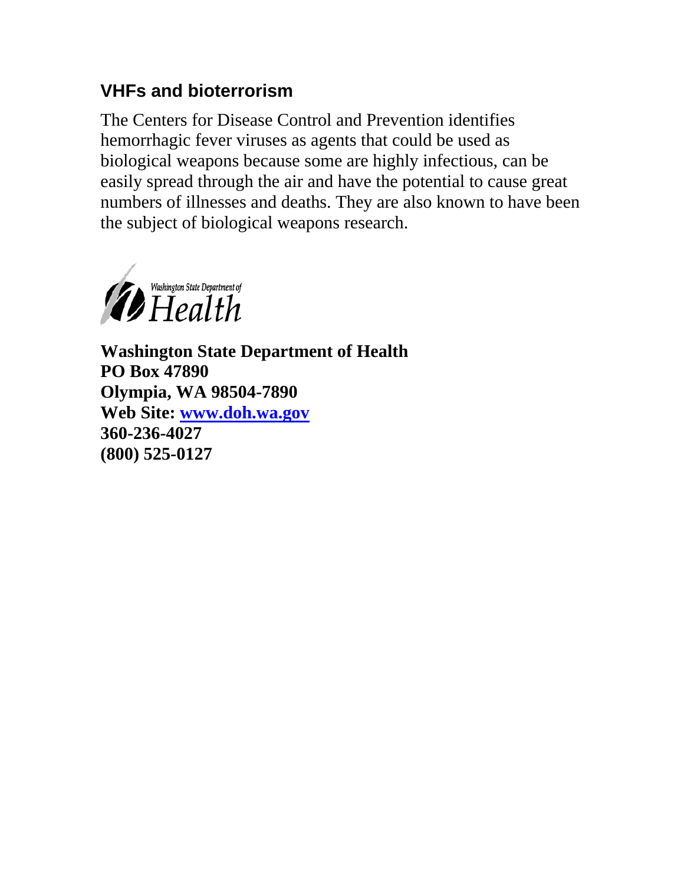## VHFs and bioterrorism

The Centers for Disease Control and Prevention identifies hemorrhagic fever viruses as agents that could be used as biological weapons because some are highly infectious, can be easily spread through the air and have the potential to cause great numbers of illnesses and deaths. They are also known to have been the subject of biological weapons research.

Washington State Department of Health

**Washington State Department of Health**
**PO Box 47890**
**Olympia, WA 98504-7890**
**Web Site: [www.doh.wa.gov](http://www.doh.wa.gov)**
**360-236-4027**
**(800) 525-0127**